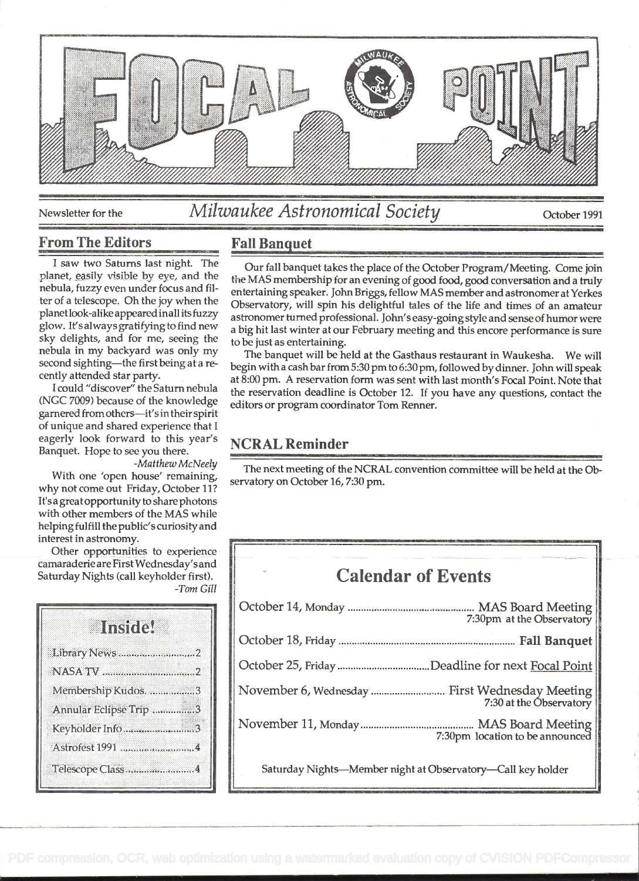# FOCAL POINT

Newsletter for the *Milwaukee Astronomical Society* October 1991

## From The Editors

I saw two Saturns last night. The planet, easily visible by eye, and the nebula, fuzzy even under focus and filter of a telescope. Oh the joy when the planet look-alike appeared in all its fuzzy glow. It's always gratifying to find new sky delights, and for me, seeing the nebula in my backyard was only my second sighting—the first being at a recently attended star party.

I could "discover" the Saturn nebula (NGC 7009) because of the knowledge garnered from others—it's in their spirit of unique and shared experience that I eagerly look forward to this year's Banquet. Hope to see you there.

*-Matthew McNeely*

With one 'open house' remaining, why not come out Friday, October 11? It's a great opportunity to share photons with other members of the MAS while helping fulfill the public's curiosity and interest in astronomy.

Other opportunities to experience camaraderie are First Wednesday's and Saturday Nights (call keyholder first).

*-Tom Gill*

### Inside!

- Library News ..... 2
- NASA TV ..... 2
- Membership Kudos ..... 3
- Annular Eclipse Trip ..... 3
- Keyholder Info ..... 3
- Astrofest 1991 ..... 4
- Telescope Class ..... 4

## Fall Banquet

Our fall banquet takes the place of the October Program/Meeting. Come join the MAS membership for an evening of good food, good conversation and a truly entertaining speaker. John Briggs, fellow MAS member and astronomer at Yerkes Observatory, will spin his delightful tales of the life and times of an amateur astronomer turned professional. John's easy-going style and sense of humor were a big hit last winter at our February meeting and this encore performance is sure to be just as entertaining.

The banquet will be held at the Gasthaus restaurant in Waukesha. We will begin with a cash bar from 5:30 pm to 6:30 pm, followed by dinner. John will speak at 8:00 pm. A reservation form was sent with last month's Focal Point. Note that the reservation deadline is October 12. If you have any questions, contact the editors or program coordinator Tom Renner.

## NCRAL Reminder

The next meeting of the NCRAL convention committee will be held at the Observatory on October 16, 7:30 pm.

## Calendar of Events

| Date | Event |
|---|---|
| October 14, Monday | **MAS Board Meeting** 7:30pm at the Observatory |
| October 18, Friday | **Fall Banquet** |
| October 25, Friday | Deadline for next Focal Point |
| November 6, Wednesday | First Wednesday Meeting 7:30 at the Observatory |
| November 11, Monday | MAS Board Meeting 7:30pm location to be announced |

Saturday Nights—Member night at Observatory—Call key holder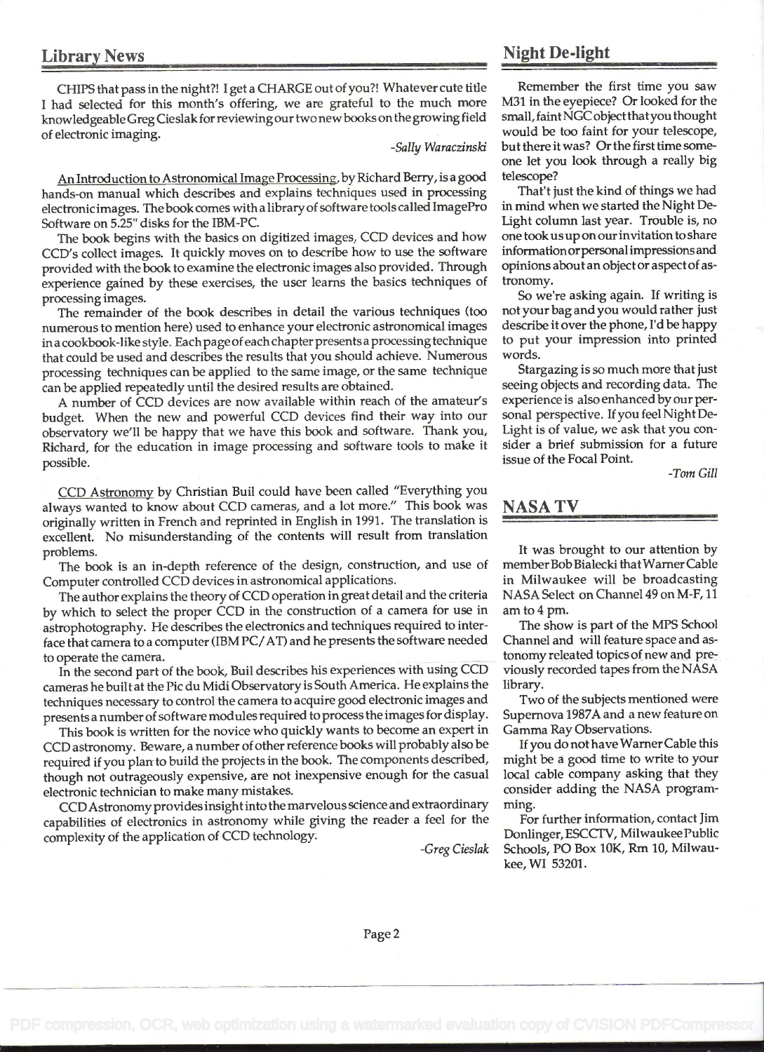## Library News

CHIPS that pass in the night?! I get a CHARGE out of you?! Whatever cute title I had selected for this month's offering, we are grateful to the much more knowledgeable Greg Cieslak for reviewing our two new books on the growing field of electronic imaging.

*-Sally Waraczinski*

An Introduction to Astronomical Image Processing, by Richard Berry, is a good hands-on manual which describes and explains techniques used in processing electronic images. The book comes with a library of software tools called ImagePro Software on 5.25" disks for the IBM-PC.

The book begins with the basics on digitized images, CCD devices and how CCD's collect images. It quickly moves on to describe how to use the software provided with the book to examine the electronic images also provided. Through experience gained by these exercises, the user learns the basics techniques of processing images.

The remainder of the book describes in detail the various techniques (too numerous to mention here) used to enhance your electronic astronomical images in a cookbook-like style. Each page of each chapter presents a processing technique that could be used and describes the results that you should achieve. Numerous processing techniques can be applied to the same image, or the same technique can be applied repeatedly until the desired results are obtained.

A number of CCD devices are now available within reach of the amateur's budget. When the new and powerful CCD devices find their way into our observatory we'll be happy that we have this book and software. Thank you, Richard, for the education in image processing and software tools to make it possible.

CCD Astronomy by Christian Buil could have been called "Everything you always wanted to know about CCD cameras, and a lot more." This book was originally written in French and reprinted in English in 1991. The translation is excellent. No misunderstanding of the contents will result from translation problems.

The book is an in-depth reference of the design, construction, and use of Computer controlled CCD devices in astronomical applications.

The author explains the theory of CCD operation in great detail and the criteria by which to select the proper CCD in the construction of a camera for use in astrophotography. He describes the electronics and techniques required to interface that camera to a computer (IBM PC/AT) and he presents the software needed to operate the camera.

In the second part of the book, Buil describes his experiences with using CCD cameras he built at the Pic du Midi Observatory is South America. He explains the techniques necessary to control the camera to acquire good electronic images and presents a number of software modules required to process the images for display.

This book is written for the novice who quickly wants to become an expert in CCD astronomy. Beware, a number of other reference books will probably also be required if you plan to build the projects in the book. The components described, though not outrageously expensive, are not inexpensive enough for the casual electronic technician to make many mistakes.

CCD Astronomy provides insight into the marvelous science and extraordinary capabilities of electronics in astronomy while giving the reader a feel for the complexity of the application of CCD technology.

*-Greg Cieslak*

## Night De-light

Remember the first time you saw M31 in the eyepiece? Or looked for the small, faint NGC object that you thought would be too faint for your telescope, but there it was? Or the first time someone let you look through a really big telescope?

That't just the kind of things we had in mind when we started the Night De-Light column last year. Trouble is, no one took us up on our invitation to share information or personal impressions and opinions about an object or aspect of astronomy.

So we're asking again. If writing is not your bag and you would rather just describe it over the phone, I'd be happy to put your impression into printed words.

Stargazing is so much more that just seeing objects and recording data. The experience is also enhanced by our personal perspective. If you feel Night De-Light is of value, we ask that you consider a brief submission for a future issue of the Focal Point.

*-Tom Gill*

## NASA TV

It was brought to our attention by member Bob Bialecki that Warner Cable in Milwaukee will be broadcasting NASA Select on Channel 49 on M-F, 11 am to 4 pm.

The show is part of the MPS School Channel and will feature space and astonomy releated topics of new and previously recorded tapes from the NASA library.

Two of the subjects mentioned were Supernova 1987A and a new feature on Gamma Ray Observations.

If you do not have Warner Cable this might be a good time to write to your local cable company asking that they consider adding the NASA programming.

For further information, contact Jim Donlinger, ESCCTV, Milwaukee Public Schools, PO Box 10K, Rm 10, Milwaukee, WI 53201.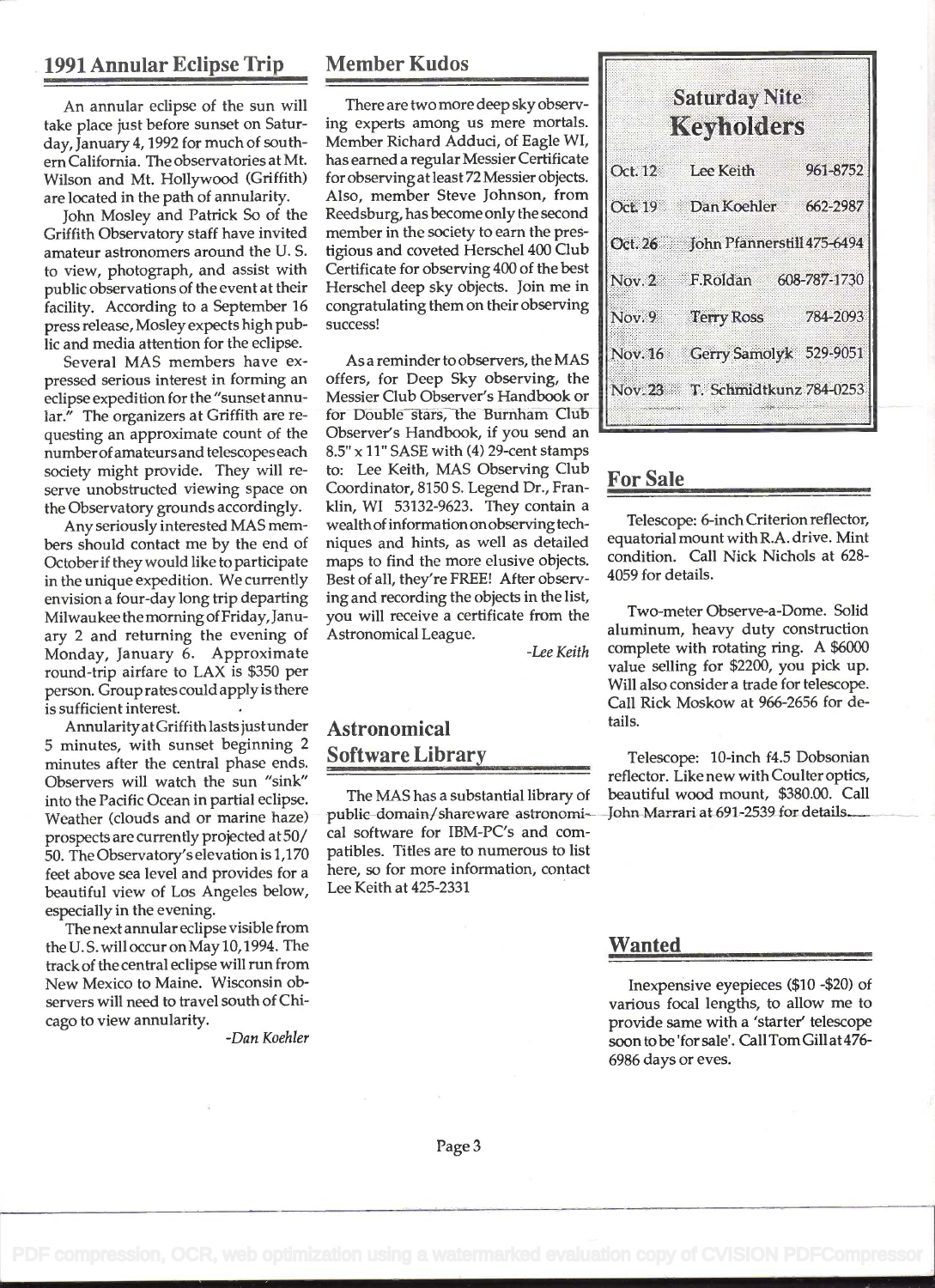## 1991 Annular Eclipse Trip

An annular eclipse of the sun will take place just before sunset on Saturday, January 4, 1992 for much of southern California. The observatories at Mt. Wilson and Mt. Hollywood (Griffith) are located in the path of annularity.

John Mosley and Patrick So of the Griffith Observatory staff have invited amateur astronomers around the U. S. to view, photograph, and assist with public observations of the event at their facility. According to a September 16 press release, Mosley expects high public and media attention for the eclipse.

Several MAS members have expressed serious interest in forming an eclipse expedition for the "sunset annular." The organizers at Griffith are requesting an approximate count of the number of amateurs and telescopes each society might provide. They will reserve unobstructed viewing space on the Observatory grounds accordingly.

Any seriously interested MAS members should contact me by the end of October if they would like to participate in the unique expedition. We currently envision a four-day long trip departing Milwaukee the morning of Friday, January 2 and returning the evening of Monday, January 6. Approximate round-trip airfare to LAX is $350 per person. Group rates could apply is there is sufficient interest.

Annularity at Griffith lasts just under 5 minutes, with sunset beginning 2 minutes after the central phase ends. Observers will watch the sun "sink" into the Pacific Ocean in partial eclipse. Weather (clouds and or marine haze) prospects are currently projected at 50/50. The Observatory's elevation is 1,170 feet above sea level and provides for a beautiful view of Los Angeles below, especially in the evening.

The next annular eclipse visible from the U. S. will occur on May 10, 1994. The track of the central eclipse will run from New Mexico to Maine. Wisconsin observers will need to travel south of Chicago to view annularity.

*-Dan Koehler*

## Member Kudos

There are two more deep sky observing experts among us mere mortals. Member Richard Adduci, of Eagle WI, has earned a regular Messier Certificate for observing at least 72 Messier objects. Also, member Steve Johnson, from Reedsburg, has become only the second member in the society to earn the prestigious and coveted Herschel 400 Club Certificate for observing 400 of the best Herschel deep sky objects. Join me in congratulating them on their observing success!

As a reminder to observers, the MAS offers, for Deep Sky observing, the Messier Club Observer's Handbook or for Double stars, the Burnham Club Observer's Handbook, if you send an 8.5" x 11" SASE with (4) 29-cent stamps to: Lee Keith, MAS Observing Club Coordinator, 8150 S. Legend Dr., Franklin, WI 53132-9623. They contain a wealth of information on observing techniques and hints, as well as detailed maps to find the more elusive objects. Best of all, they're FREE! After observing and recording the objects in the list, you will receive a certificate from the Astronomical League.

*-Lee Keith*

## Astronomical Software Library

The MAS has a substantial library of public domain/shareware astronomical software for IBM-PC's and compatibles. Titles are to numerous to list here, so for more information, contact Lee Keith at 425-2331

## Saturday Nite Keyholders

| Date | Keyholder | Phone |
|---|---|---|
| Oct. 12 | Lee Keith | 961-8752 |
| Oct. 19 | Dan Koehler | 662-2987 |
| Oct. 26 | John Pfannerstill | 475-6494 |
| Nov. 2 | F.Roldan | 608-787-1730 |
| Nov. 9 | Terry Ross | 784-2093 |
| Nov. 16 | Gerry Samolyk | 529-9051 |
| Nov. 23 | T. Schmidtkunz | 784-0253 |

## For Sale

Telescope: 6-inch Criterion reflector, equatorial mount with R.A. drive. Mint condition. Call Nick Nichols at 628-4059 for details.

Two-meter Observe-a-Dome. Solid aluminum, heavy duty construction complete with rotating ring. A $6000 value selling for $2200, you pick up. Will also consider a trade for telescope. Call Rick Moskow at 966-2656 for details.

Telescope: 10-inch f4.5 Dobsonian reflector. Like new with Coulter optics, beautiful wood mount, $380.00. Call John Marrari at 691-2539 for details.

## Wanted

Inexpensive eyepieces ($10 -$20) of various focal lengths, to allow me to provide same with a 'starter' telescope soon to be 'for sale'. Call Tom Gill at 476-6986 days or eves.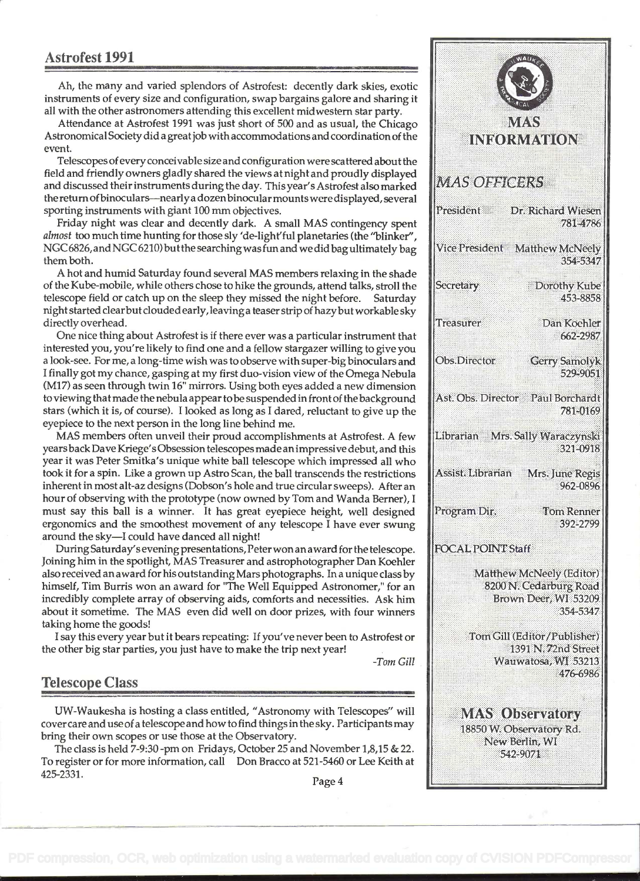## Astrofest 1991

Ah, the many and varied splendors of Astrofest: decently dark skies, exotic instruments of every size and configuration, swap bargains galore and sharing it all with the other astronomers attending this excellent midwestern star party.

Attendance at Astrofest 1991 was just short of 500 and as usual, the Chicago Astronomical Society did a great job with accommodations and coordination of the event.

Telescopes of every conceivable size and configuration were scattered about the field and friendly owners gladly shared the views at night and proudly displayed and discussed their instruments during the day. This year's Astrofest also marked the return of binoculars—nearly a dozen binocular mounts were displayed, several sporting instruments with giant 100 mm objectives.

Friday night was clear and decently dark. A small MAS contingency spent *almost* too much time hunting for those sly 'de-light'ful planetaries (the "blinker", NGC6826, and NGC6210) but the searching was fun and we did bag ultimately bag them both.

A hot and humid Saturday found several MAS members relaxing in the shade of the Kube-mobile, while others chose to hike the grounds, attend talks, stroll the telescope field or catch up on the sleep they missed the night before. Saturday night started clear but clouded early, leaving a teaser strip of hazy but workable sky directly overhead.

One nice thing about Astrofest is if there ever was a particular instrument that interested you, you're likely to find one and a fellow stargazer willing to give you a look-see. For me, a long-time wish was to observe with super-big binoculars and I finally got my chance, gasping at my first duo-vision view of the Omega Nebula (M17) as seen through twin 16" mirrors. Using both eyes added a new dimension to viewing that made the nebula appear to be suspended in front of the background stars (which it is, of course). I looked as long as I dared, reluctant to give up the eyepiece to the next person in the long line behind me.

MAS members often unveil their proud accomplishments at Astrofest. A few years back Dave Kriege's Obsession telescopes made an impressive debut, and this year it was Peter Smitka's unique white ball telescope which impressed all who took it for a spin. Like a grown up Astro Scan, the ball transcends the restrictions inherent in most alt-az designs (Dobson's hole and true circular sweeps). After an hour of observing with the prototype (now owned by Tom and Wanda Berner), I must say this ball is a winner. It has great eyepiece height, well designed ergonomics and the smoothest movement of any telescope I have ever swung around the sky—I could have danced all night!

During Saturday's evening presentations, Peter won an award for the telescope. Joining him in the spotlight, MAS Treasurer and astrophotographer Dan Koehler also received an award for his outstanding Mars photographs. In a unique class by himself, Tim Burris won an award for "The Well Equipped Astronomer," for an incredibly complete array of observing aids, comforts and necessities. Ask him about it sometime. The MAS even did well on door prizes, with four winners taking home the goods!

I say this every year but it bears repeating: If you've never been to Astrofest or the other big star parties, you just have to make the trip next year!

*-Tom Gill*

## Telescope Class

UW-Waukesha is hosting a class entitled, "Astronomy with Telescopes" will cover care and use of a telescope and how to find things in the sky. Participants may bring their own scopes or use those at the Observatory.

The class is held 7-9:30 -pm on Fridays, October 25 and November 1,8,15 & 22. To register or for more information, call Don Bracco at 521-5460 or Lee Keith at 425-2331.

## MAS INFORMATION

### *MAS OFFICERS*

President — Dr. Richard Wiesen, 781-4786

Vice President — Matthew McNeely, 354-5347

Secretary — Dorothy Kube, 453-8858

Treasurer — Dan Koehler, 662-2987

Obs.Director — Gerry Samolyk, 529-9051

Ast. Obs. Director — Paul Borchardt, 781-0169

Librarian — Mrs. Sally Waraczynski, 321-0918

Assist. Librarian — Mrs. June Regis, 962-0896

Program Dir. — Tom Renner, 392-2799

FOCAL POINT Staff

Matthew McNeely (Editor)
8200 N. Cedarburg Road
Brown Deer, WI 53209
354-5347

Tom Gill (Editor/Publisher)
1391 N. 72nd Street
Wauwatosa, WI 53213
476-6986

### MAS Observatory

18850 W. Observatory Rd.
New Berlin, WI
542-9071